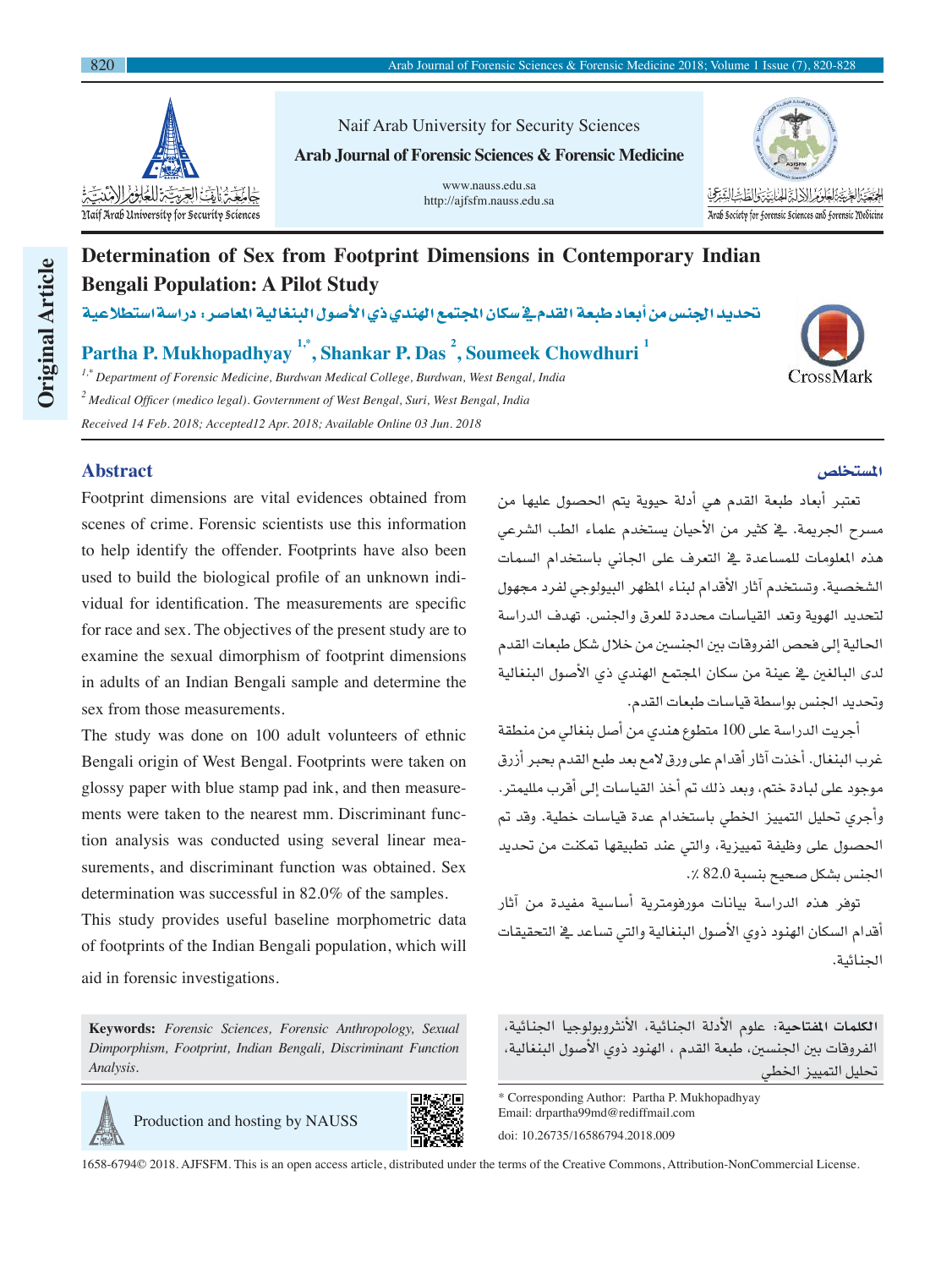Naif Arab University for Security Sciences

**Arab Journal of Forensic Sciences & Forensic Medicine**

www.nauss.edu.sa
http://ajfsfm.nauss.edu.sa

Original Article

# Determination of Sex from Footprint Dimensions in Contemporary Indian Bengali Population: A Pilot Study

## تحديد الجنس من أبعاد طبعة القدم في سكان المجتمع الهندي ذي الأصول البنغالية المعاصر: دراسة استطلاعية

**Partha P. Mukhopadhyay [1,*], Shankar P. Das [2], Soumeek Chowdhuri [1]**

[1,*] *Department of Forensic Medicine, Burdwan Medical College, Burdwan, West Bengal, India*

[2] *Medical Officer (medico legal). Govternment of West Bengal, Suri, West Bengal, India*

*Received 14 Feb. 2018; Accepted12 Apr. 2018; Available Online 03 Jun. 2018*

## Abstract

Footprint dimensions are vital evidences obtained from scenes of crime. Forensic scientists use this information to help identify the offender. Footprints have also been used to build the biological profile of an unknown individual for identification. The measurements are specific for race and sex. The objectives of the present study are to examine the sexual dimorphism of footprint dimensions in adults of an Indian Bengali sample and determine the sex from those measurements.

The study was done on 100 adult volunteers of ethnic Bengali origin of West Bengal. Footprints were taken on glossy paper with blue stamp pad ink, and then measurements were taken to the nearest mm. Discriminant function analysis was conducted using several linear measurements, and discriminant function was obtained. Sex determination was successful in 82.0% of the samples.

This study provides useful baseline morphometric data of footprints of the Indian Bengali population, which will aid in forensic investigations.

**Keywords:** *Forensic Sciences, Forensic Anthropology, Sexual Dimporphism, Footprint, Indian Bengali, Discriminant Function Analysis.*

## المستخلص

تعتبر أبعاد طبعة القدم هي أدلة حيوية يتم الحصول عليها من مسرح الجريمة. في كثير من الأحيان يستخدم علماء الطب الشرعي هذه المعلومات للمساعدة في التعرف على الجاني باستخدام السمات الشخصية. وتستخدم آثار الأقدام لبناء المظهر البيولوجي لفرد مجهول لتحديد الهوية وتعد القياسات محددة للعرق والجنس. تهدف الدراسة الحالية إلى فحص الفروقات بين الجنسين من خلال شكل طبعات القدم لدى البالغين في عينة من سكان المجتمع الهندي ذي الأصول البنغالية وتحديد الجنس بواسطة قياسات طبعات القدم.

أجريت الدراسة على 100 متطوع هندي من أصل بنغالي من منطقة غرب البنغال. أخذت آثار أقدام على ورق لامع بعد طبع القدم بحبر أزرق موجود على لبادة ختم، وبعد ذلك تم أخذ القياسات إلى أقرب مليمتر. وأجري تحليل التمييز الخطي باستخدام عدة قياسات خطية. وقد تم الحصول على وظيفة تمييزية، والتي عند تطبيقها تمكنت من تحديد الجنس بشكل صحيح بنسبة 82.0 ٪.

توفر هذه الدراسة بيانات مورفومترية أساسية مفيدة من آثار أقدام السكان الهنود ذوي الأصول البنغالية والتي تساعد في التحقيقات الجنائية.

**الكلمات المفتاحية:** علوم الأدلة الجنائية، الأنثروبولوجيا الجنائية، الفروقات بين الجنسين، طبعة القدم ، الهنود ذوي الأصول البنغالية، تحليل التمييز الخطي

Production and hosting by NAUSS

\* Corresponding Author: Partha P. Mukhopadhyay
Email: drpartha99md@rediffmail.com

doi: 10.26735/16586794.2018.009

1658-6794© 2018. AJFSFM. This is an open access article, distributed under the terms of the Creative Commons, Attribution-NonCommercial License.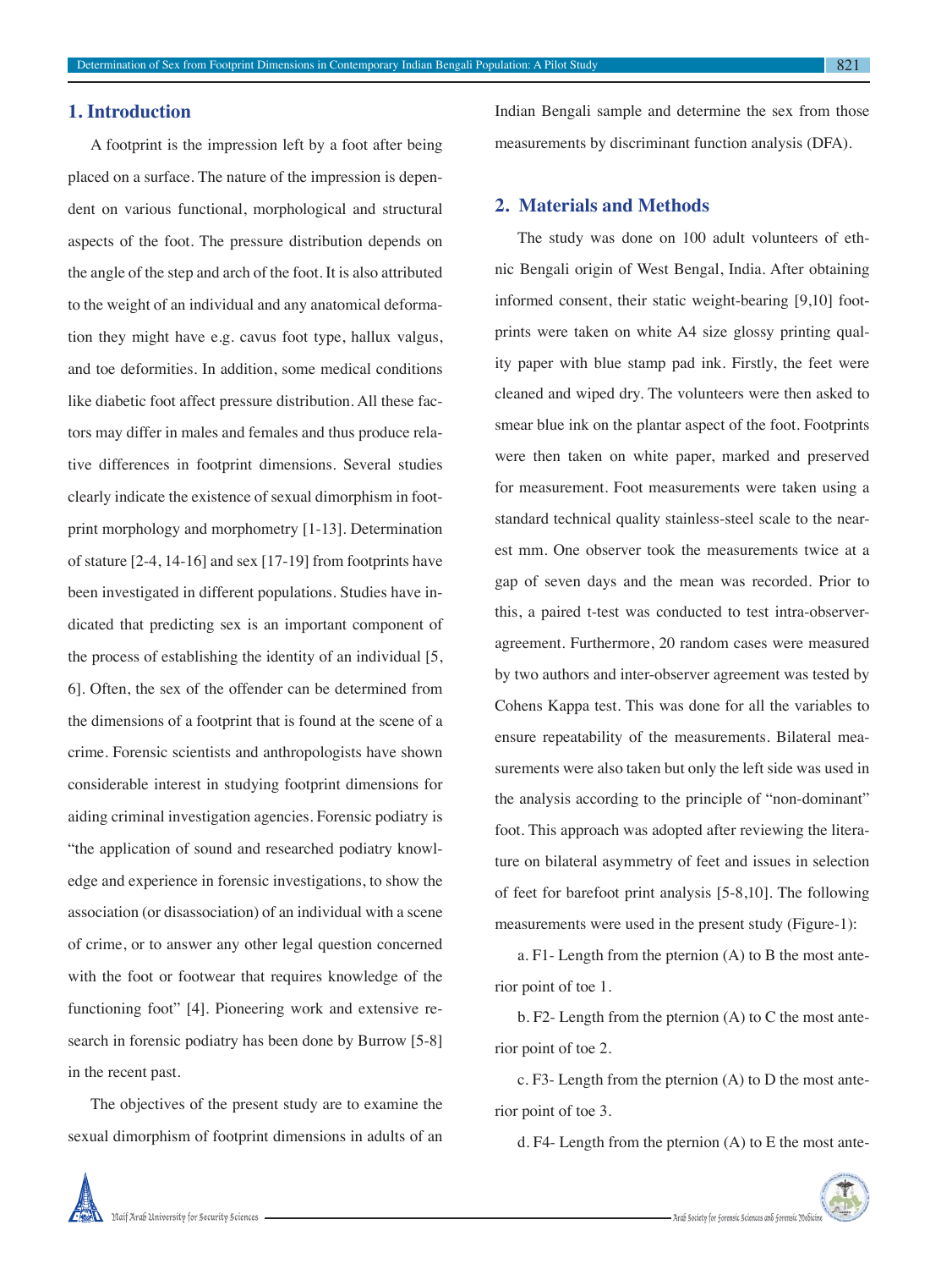## 1. Introduction

A footprint is the impression left by a foot after being placed on a surface. The nature of the impression is dependent on various functional, morphological and structural aspects of the foot. The pressure distribution depends on the angle of the step and arch of the foot. It is also attributed to the weight of an individual and any anatomical deformation they might have e.g. cavus foot type, hallux valgus, and toe deformities. In addition, some medical conditions like diabetic foot affect pressure distribution. All these factors may differ in males and females and thus produce relative differences in footprint dimensions. Several studies clearly indicate the existence of sexual dimorphism in footprint morphology and morphometry [1-13]. Determination of stature [2-4, 14-16] and sex [17-19] from footprints have been investigated in different populations. Studies have indicated that predicting sex is an important component of the process of establishing the identity of an individual [5, 6]. Often, the sex of the offender can be determined from the dimensions of a footprint that is found at the scene of a crime. Forensic scientists and anthropologists have shown considerable interest in studying footprint dimensions for aiding criminal investigation agencies. Forensic podiatry is "the application of sound and researched podiatry knowledge and experience in forensic investigations, to show the association (or disassociation) of an individual with a scene of crime, or to answer any other legal question concerned with the foot or footwear that requires knowledge of the functioning foot" [4]. Pioneering work and extensive research in forensic podiatry has been done by Burrow [5-8] in the recent past.

The objectives of the present study are to examine the sexual dimorphism of footprint dimensions in adults of an Indian Bengali sample and determine the sex from those measurements by discriminant function analysis (DFA).

## 2. Materials and Methods

The study was done on 100 adult volunteers of ethnic Bengali origin of West Bengal, India. After obtaining informed consent, their static weight-bearing [9,10] footprints were taken on white A4 size glossy printing quality paper with blue stamp pad ink. Firstly, the feet were cleaned and wiped dry. The volunteers were then asked to smear blue ink on the plantar aspect of the foot. Footprints were then taken on white paper, marked and preserved for measurement. Foot measurements were taken using a standard technical quality stainless-steel scale to the nearest mm. One observer took the measurements twice at a gap of seven days and the mean was recorded. Prior to this, a paired t-test was conducted to test intra-observer-agreement. Furthermore, 20 random cases were measured by two authors and inter-observer agreement was tested by Cohens Kappa test. This was done for all the variables to ensure repeatability of the measurements. Bilateral measurements were also taken but only the left side was used in the analysis according to the principle of "non-dominant" foot. This approach was adopted after reviewing the literature on bilateral asymmetry of feet and issues in selection of feet for barefoot print analysis [5-8,10]. The following measurements were used in the present study (Figure-1):

a. F1- Length from the pternion (A) to B the most anterior point of toe 1.

b. F2- Length from the pternion (A) to C the most anterior point of toe 2.

c. F3- Length from the pternion (A) to D the most anterior point of toe 3.

d. F4- Length from the pternion (A) to E the most ante-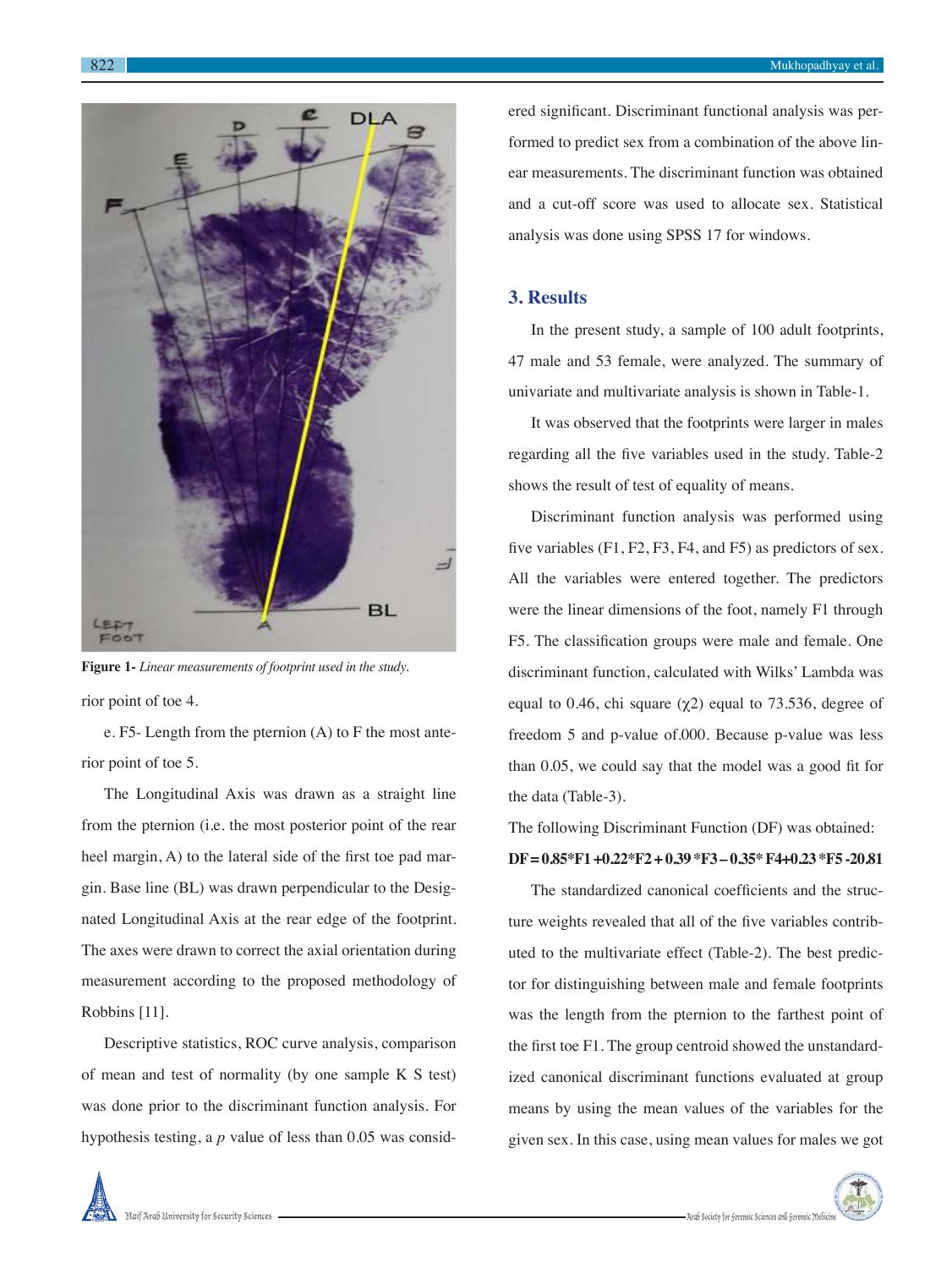**Figure 1-** *Linear measurements of footprint used in the study.*

rior point of toe 4.

e. F5- Length from the pternion (A) to F the most anterior point of toe 5.

The Longitudinal Axis was drawn as a straight line from the pternion (i.e. the most posterior point of the rear heel margin, A) to the lateral side of the first toe pad margin. Base line (BL) was drawn perpendicular to the Designated Longitudinal Axis at the rear edge of the footprint. The axes were drawn to correct the axial orientation during measurement according to the proposed methodology of Robbins [11].

Descriptive statistics, ROC curve analysis, comparison of mean and test of normality (by one sample K S test) was done prior to the discriminant function analysis. For hypothesis testing, a $p$ value of less than 0.05 was considered significant. Discriminant functional analysis was performed to predict sex from a combination of the above linear measurements. The discriminant function was obtained and a cut-off score was used to allocate sex. Statistical analysis was done using SPSS 17 for windows.

## 3. Results

In the present study, a sample of 100 adult footprints, 47 male and 53 female, were analyzed. The summary of univariate and multivariate analysis is shown in Table-1.

It was observed that the footprints were larger in males regarding all the five variables used in the study. Table-2 shows the result of test of equality of means.

Discriminant function analysis was performed using five variables (F1, F2, F3, F4, and F5) as predictors of sex. All the variables were entered together. The predictors were the linear dimensions of the foot, namely F1 through F5. The classification groups were male and female. One discriminant function, calculated with Wilks' Lambda was equal to 0.46, chi square ($\chi 2$) equal to 73.536, degree of freedom 5 and p-value of.000. Because p-value was less than 0.05, we could say that the model was a good fit for the data (Table-3).

The following Discriminant Function (DF) was obtained:

**DF = 0.85*F1 +0.22*F2 + 0.39 *F3 – 0.35* F4+0.23 *F5 -20.81**

The standardized canonical coefficients and the structure weights revealed that all of the five variables contributed to the multivariate effect (Table-2). The best predictor for distinguishing between male and female footprints was the length from the pternion to the farthest point of the first toe F1. The group centroid showed the unstandardized canonical discriminant functions evaluated at group means by using the mean values of the variables for the given sex. In this case, using mean values for males we got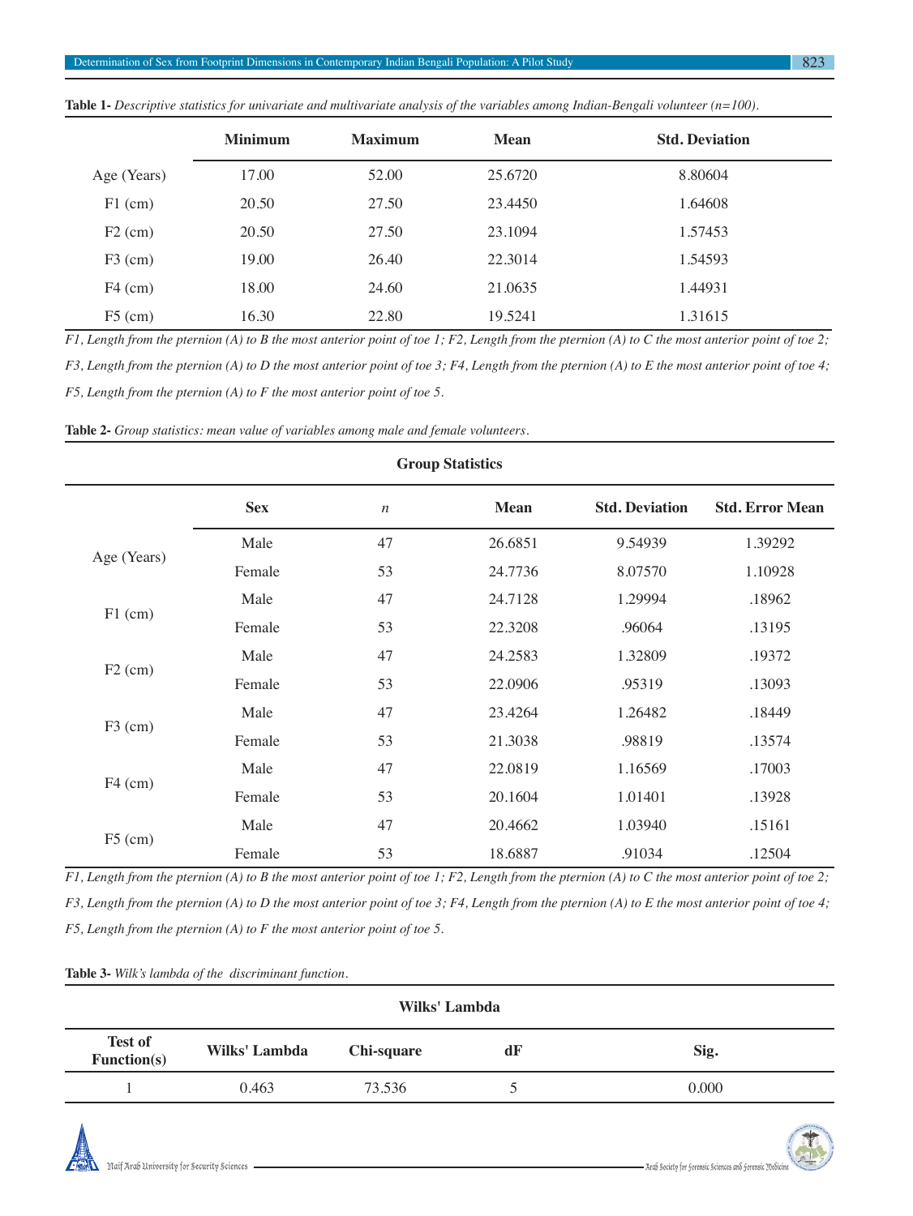**Table 1-** *Descriptive statistics for univariate and multivariate analysis of the variables among Indian-Bengali volunteer (n=100).*

| | Minimum | Maximum | Mean | Std. Deviation |
|---|---|---|---|---|
| Age (Years) | 17.00 | 52.00 | 25.6720 | 8.80604 |
| F1 (cm) | 20.50 | 27.50 | 23.4450 | 1.64608 |
| F2 (cm) | 20.50 | 27.50 | 23.1094 | 1.57453 |
| F3 (cm) | 19.00 | 26.40 | 22.3014 | 1.54593 |
| F4 (cm) | 18.00 | 24.60 | 21.0635 | 1.44931 |
| F5 (cm) | 16.30 | 22.80 | 19.5241 | 1.31615 |

*F1, Length from the pternion (A) to B the most anterior point of toe 1; F2, Length from the pternion (A) to C the most anterior point of toe 2; F3, Length from the pternion (A) to D the most anterior point of toe 3; F4, Length from the pternion (A) to E the most anterior point of toe 4; F5, Length from the pternion (A) to F the most anterior point of toe 5.*

**Table 2-** *Group statistics: mean value of variables among male and female volunteers.*

| Group Statistics | | | | | |
|---|---|---|---|---|---|
| | Sex | *n* | Mean | Std. Deviation | Std. Error Mean |
| Age (Years) | Male | 47 | 26.6851 | 9.54939 | 1.39292 |
| | Female | 53 | 24.7736 | 8.07570 | 1.10928 |
| F1 (cm) | Male | 47 | 24.7128 | 1.29994 | .18962 |
| | Female | 53 | 22.3208 | .96064 | .13195 |
| F2 (cm) | Male | 47 | 24.2583 | 1.32809 | .19372 |
| | Female | 53 | 22.0906 | .95319 | .13093 |
| F3 (cm) | Male | 47 | 23.4264 | 1.26482 | .18449 |
| | Female | 53 | 21.3038 | .98819 | .13574 |
| F4 (cm) | Male | 47 | 22.0819 | 1.16569 | .17003 |
| | Female | 53 | 20.1604 | 1.01401 | .13928 |
| F5 (cm) | Male | 47 | 20.4662 | 1.03940 | .15161 |
| | Female | 53 | 18.6887 | .91034 | .12504 |

*F1, Length from the pternion (A) to B the most anterior point of toe 1; F2, Length from the pternion (A) to C the most anterior point of toe 2; F3, Length from the pternion (A) to D the most anterior point of toe 3; F4, Length from the pternion (A) to E the most anterior point of toe 4; F5, Length from the pternion (A) to F the most anterior point of toe 5.*

**Table 3-** *Wilk's lambda of the discriminant function.*

| Wilks' Lambda | | | | |
|---|---|---|---|---|
| Test of Function(s) | Wilks' Lambda | Chi-square | dF | Sig. |
| 1 | 0.463 | 73.536 | 5 | 0.000 |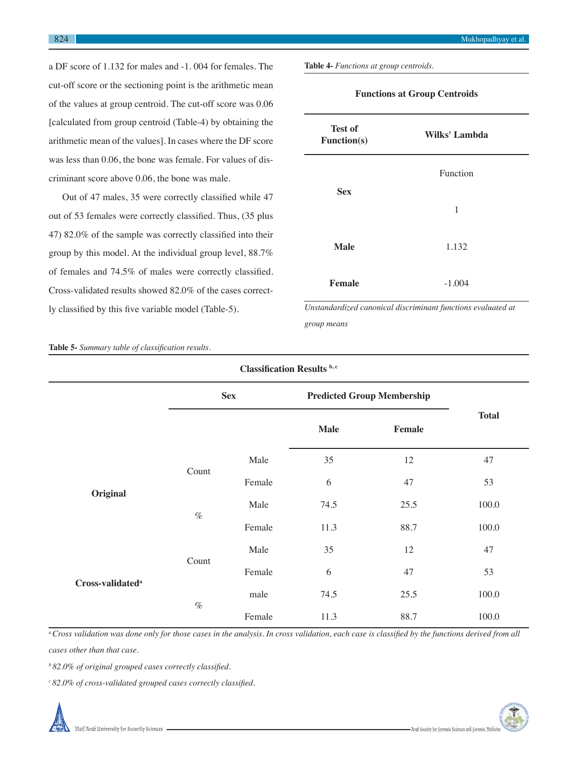a DF score of 1.132 for males and -1. 004 for females. The cut-off score or the sectioning point is the arithmetic mean of the values at group centroid. The cut-off score was 0.06 [calculated from group centroid (Table-4) by obtaining the arithmetic mean of the values]. In cases where the DF score was less than 0.06, the bone was female. For values of discriminant score above 0.06, the bone was male.

Out of 47 males, 35 were correctly classified while 47 out of 53 females were correctly classified. Thus, (35 plus 47) 82.0% of the sample was correctly classified into their group by this model. At the individual group level, 88.7% of females and 74.5% of males were correctly classified. Cross-validated results showed 82.0% of the cases correctly classified by this five variable model (Table-5).

**Table 4-** *Functions at group centroids.*

| Functions at Group Centroids | |
|---|---|
| **Test of Function(s)** | **Wilks' Lambda** |
| **Sex** | Function<br>1 |
| **Male** | 1.132 |
| **Female** | -1.004 |

*Unstandardized canonical discriminant functions evaluated at group means*

**Table 5-** *Summary table of classification results.*

**Classification Results** [b, c]

| | Sex | | Predicted Group Membership | | Total |
|---|---|---|---|---|---|
| | | | **Male** | **Female** | |
| **Original** | Count | Male | 35 | 12 | 47 |
| | | Female | 6 | 47 | 53 |
| | % | Male | 74.5 | 25.5 | 100.0 |
| | | Female | 11.3 | 88.7 | 100.0 |
| **Cross-validated**[a] | Count | Male | 35 | 12 | 47 |
| | | Female | 6 | 47 | 53 |
| | % | male | 74.5 | 25.5 | 100.0 |
| | | Female | 11.3 | 88.7 | 100.0 |

[a] *Cross validation was done only for those cases in the analysis. In cross validation, each case is classified by the functions derived from all cases other than that case.*

[b] *82.0% of original grouped cases correctly classified.*

[c] *82.0% of cross-validated grouped cases correctly classified.*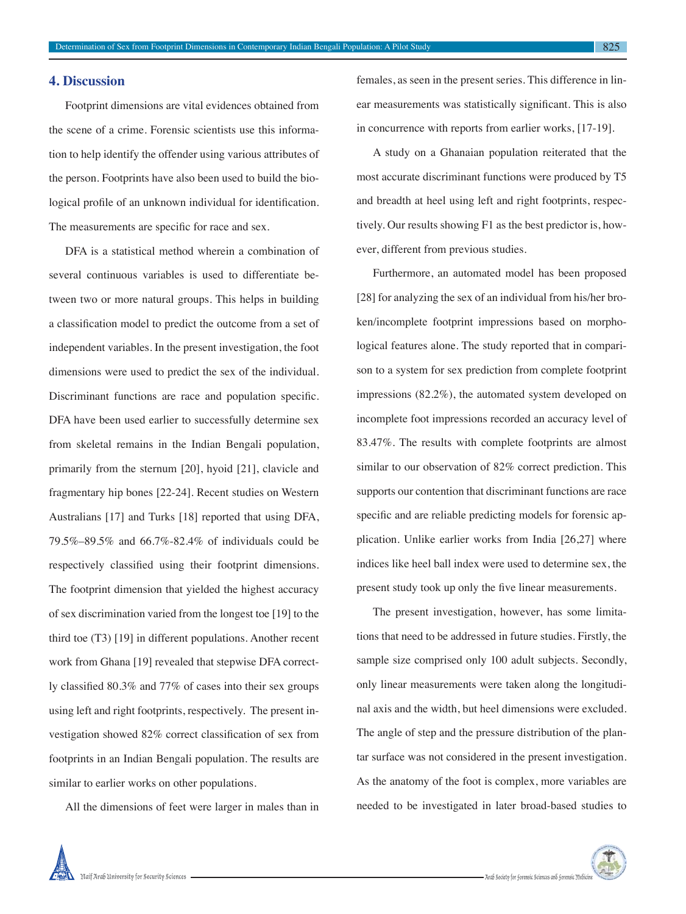## 4. Discussion

Footprint dimensions are vital evidences obtained from the scene of a crime. Forensic scientists use this information to help identify the offender using various attributes of the person. Footprints have also been used to build the biological profile of an unknown individual for identification. The measurements are specific for race and sex.

DFA is a statistical method wherein a combination of several continuous variables is used to differentiate between two or more natural groups. This helps in building a classification model to predict the outcome from a set of independent variables. In the present investigation, the foot dimensions were used to predict the sex of the individual. Discriminant functions are race and population specific. DFA have been used earlier to successfully determine sex from skeletal remains in the Indian Bengali population, primarily from the sternum [20], hyoid [21], clavicle and fragmentary hip bones [22-24]. Recent studies on Western Australians [17] and Turks [18] reported that using DFA, 79.5%–89.5% and 66.7%-82.4% of individuals could be respectively classified using their footprint dimensions. The footprint dimension that yielded the highest accuracy of sex discrimination varied from the longest toe [19] to the third toe (T3) [19] in different populations. Another recent work from Ghana [19] revealed that stepwise DFA correctly classified 80.3% and 77% of cases into their sex groups using left and right footprints, respectively. The present investigation showed 82% correct classification of sex from footprints in an Indian Bengali population. The results are similar to earlier works on other populations.

All the dimensions of feet were larger in males than in females, as seen in the present series. This difference in linear measurements was statistically significant. This is also in concurrence with reports from earlier works, [17-19].

A study on a Ghanaian population reiterated that the most accurate discriminant functions were produced by T5 and breadth at heel using left and right footprints, respectively. Our results showing F1 as the best predictor is, however, different from previous studies.

Furthermore, an automated model has been proposed [28] for analyzing the sex of an individual from his/her broken/incomplete footprint impressions based on morphological features alone. The study reported that in comparison to a system for sex prediction from complete footprint impressions (82.2%), the automated system developed on incomplete foot impressions recorded an accuracy level of 83.47%. The results with complete footprints are almost similar to our observation of 82% correct prediction. This supports our contention that discriminant functions are race specific and are reliable predicting models for forensic application. Unlike earlier works from India [26,27] where indices like heel ball index were used to determine sex, the present study took up only the five linear measurements.

The present investigation, however, has some limitations that need to be addressed in future studies. Firstly, the sample size comprised only 100 adult subjects. Secondly, only linear measurements were taken along the longitudinal axis and the width, but heel dimensions were excluded. The angle of step and the pressure distribution of the plantar surface was not considered in the present investigation. As the anatomy of the foot is complex, more variables are needed to be investigated in later broad-based studies to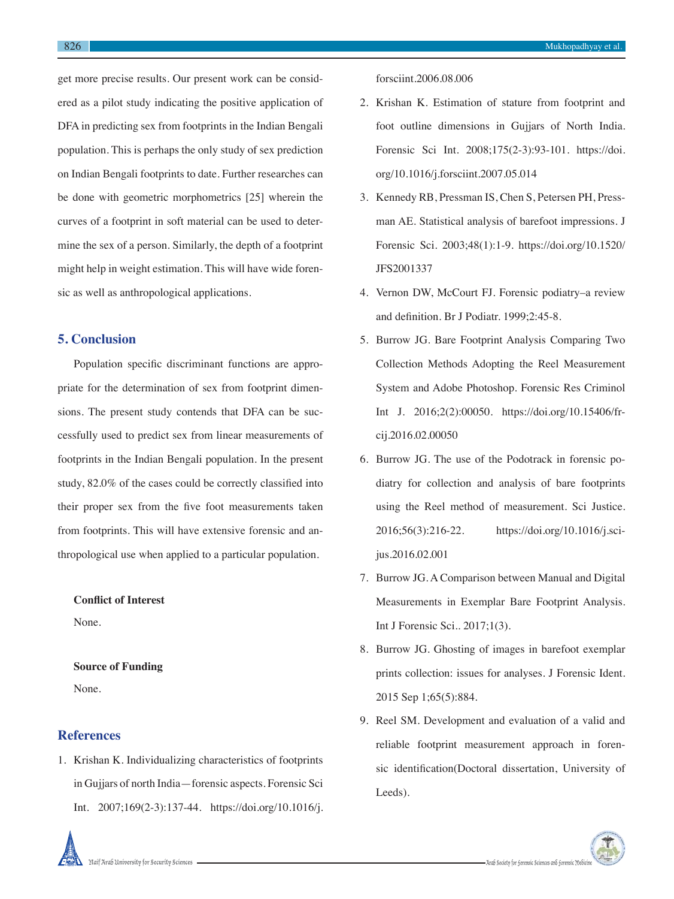get more precise results. Our present work can be considered as a pilot study indicating the positive application of DFA in predicting sex from footprints in the Indian Bengali population. This is perhaps the only study of sex prediction on Indian Bengali footprints to date. Further researches can be done with geometric morphometrics [25] wherein the curves of a footprint in soft material can be used to determine the sex of a person. Similarly, the depth of a footprint might help in weight estimation. This will have wide forensic as well as anthropological applications.

## 5. Conclusion

Population specific discriminant functions are appropriate for the determination of sex from footprint dimensions. The present study contends that DFA can be successfully used to predict sex from linear measurements of footprints in the Indian Bengali population. In the present study, 82.0% of the cases could be correctly classified into their proper sex from the five foot measurements taken from footprints. This will have extensive forensic and anthropological use when applied to a particular population.

**Conflict of Interest**

None.

**Source of Funding**

None.

## References

1. Krishan K. Individualizing characteristics of footprints in Gujjars of north India—forensic aspects. Forensic Sci Int. 2007;169(2-3):137-44. https://doi.org/10.1016/j.forsciint.2006.08.006
2. Krishan K. Estimation of stature from footprint and foot outline dimensions in Gujjars of North India. Forensic Sci Int. 2008;175(2-3):93-101. https://doi.org/10.1016/j.forsciint.2007.05.014
3. Kennedy RB, Pressman IS, Chen S, Petersen PH, Pressman AE. Statistical analysis of barefoot impressions. J Forensic Sci. 2003;48(1):1-9. https://doi.org/10.1520/JFS2001337
4. Vernon DW, McCourt FJ. Forensic podiatry–a review and definition. Br J Podiatr. 1999;2:45-8.
5. Burrow JG. Bare Footprint Analysis Comparing Two Collection Methods Adopting the Reel Measurement System and Adobe Photoshop. Forensic Res Criminol Int J. 2016;2(2):00050. https://doi.org/10.15406/frcij.2016.02.00050
6. Burrow JG. The use of the Podotrack in forensic podiatry for collection and analysis of bare footprints using the Reel method of measurement. Sci Justice. 2016;56(3):216-22. https://doi.org/10.1016/j.scijus.2016.02.001
7. Burrow JG. A Comparison between Manual and Digital Measurements in Exemplar Bare Footprint Analysis. Int J Forensic Sci.. 2017;1(3).
8. Burrow JG. Ghosting of images in barefoot exemplar prints collection: issues for analyses. J Forensic Ident. 2015 Sep 1;65(5):884.
9. Reel SM. Development and evaluation of a valid and reliable footprint measurement approach in forensic identification(Doctoral dissertation, University of Leeds).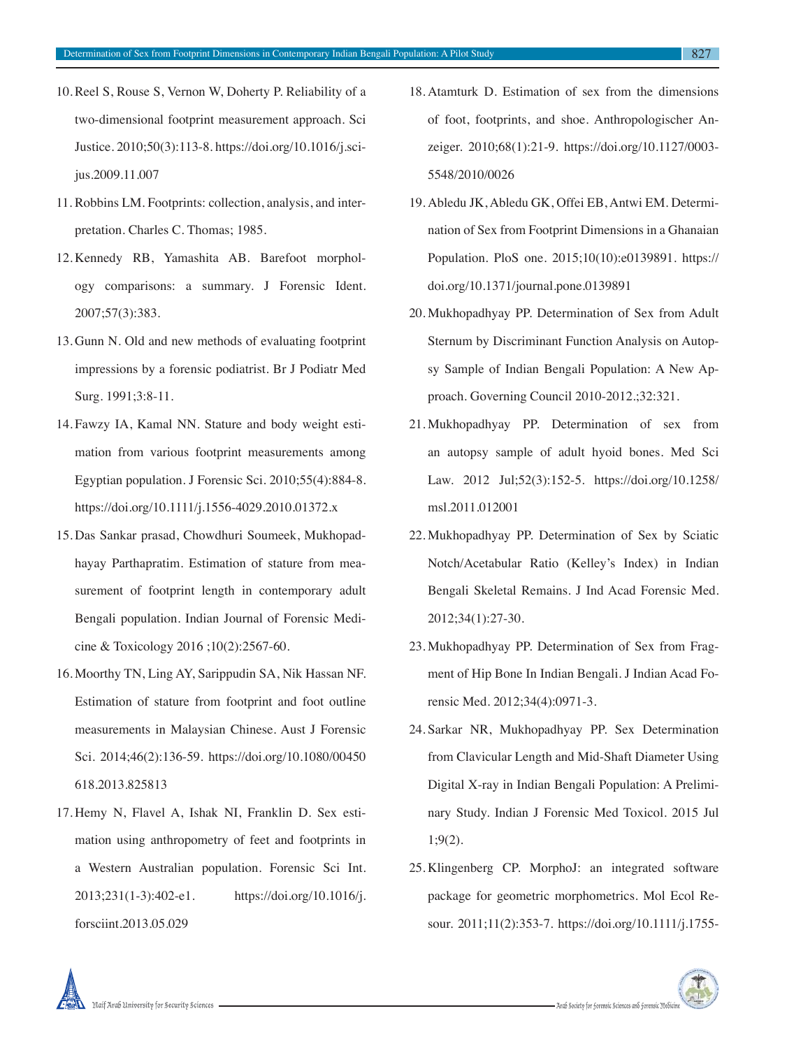10. Reel S, Rouse S, Vernon W, Doherty P. Reliability of a two-dimensional footprint measurement approach. Sci Justice. 2010;50(3):113-8. https://doi.org/10.1016/j.scijus.2009.11.007

11. Robbins LM. Footprints: collection, analysis, and interpretation. Charles C. Thomas; 1985.

12. Kennedy RB, Yamashita AB. Barefoot morphology comparisons: a summary. J Forensic Ident. 2007;57(3):383.

13. Gunn N. Old and new methods of evaluating footprint impressions by a forensic podiatrist. Br J Podiatr Med Surg. 1991;3:8-11.

14. Fawzy IA, Kamal NN. Stature and body weight estimation from various footprint measurements among Egyptian population. J Forensic Sci. 2010;55(4):884-8. https://doi.org/10.1111/j.1556-4029.2010.01372.x

15. Das Sankar prasad, Chowdhuri Soumeek, Mukhopadhayay Parthapratim. Estimation of stature from measurement of footprint length in contemporary adult Bengali population. Indian Journal of Forensic Medicine & Toxicology 2016 ;10(2):2567-60.

16. Moorthy TN, Ling AY, Sarippudin SA, Nik Hassan NF. Estimation of stature from footprint and foot outline measurements in Malaysian Chinese. Aust J Forensic Sci. 2014;46(2):136-59. https://doi.org/10.1080/00450618.2013.825813

17. Hemy N, Flavel A, Ishak NI, Franklin D. Sex estimation using anthropometry of feet and footprints in a Western Australian population. Forensic Sci Int. 2013;231(1-3):402-e1. https://doi.org/10.1016/j.forsciint.2013.05.029

18. Atamturk D. Estimation of sex from the dimensions of foot, footprints, and shoe. Anthropologischer Anzeiger. 2010;68(1):21-9. https://doi.org/10.1127/0003-5548/2010/0026

19. Abledu JK, Abledu GK, Offei EB, Antwi EM. Determination of Sex from Footprint Dimensions in a Ghanaian Population. PloS one. 2015;10(10):e0139891. https://doi.org/10.1371/journal.pone.0139891

20. Mukhopadhyay PP. Determination of Sex from Adult Sternum by Discriminant Function Analysis on Autopsy Sample of Indian Bengali Population: A New Approach. Governing Council 2010-2012.;32:321.

21. Mukhopadhyay PP. Determination of sex from an autopsy sample of adult hyoid bones. Med Sci Law. 2012 Jul;52(3):152-5. https://doi.org/10.1258/msl.2011.012001

22. Mukhopadhyay PP. Determination of Sex by Sciatic Notch/Acetabular Ratio (Kelley's Index) in Indian Bengali Skeletal Remains. J Ind Acad Forensic Med. 2012;34(1):27-30.

23. Mukhopadhyay PP. Determination of Sex from Fragment of Hip Bone In Indian Bengali. J Indian Acad Forensic Med. 2012;34(4):0971-3.

24. Sarkar NR, Mukhopadhyay PP. Sex Determination from Clavicular Length and Mid-Shaft Diameter Using Digital X-ray in Indian Bengali Population: A Preliminary Study. Indian J Forensic Med Toxicol. 2015 Jul 1;9(2).

25. Klingenberg CP. MorphoJ: an integrated software package for geometric morphometrics. Mol Ecol Resour. 2011;11(2):353-7. https://doi.org/10.1111/j.1755-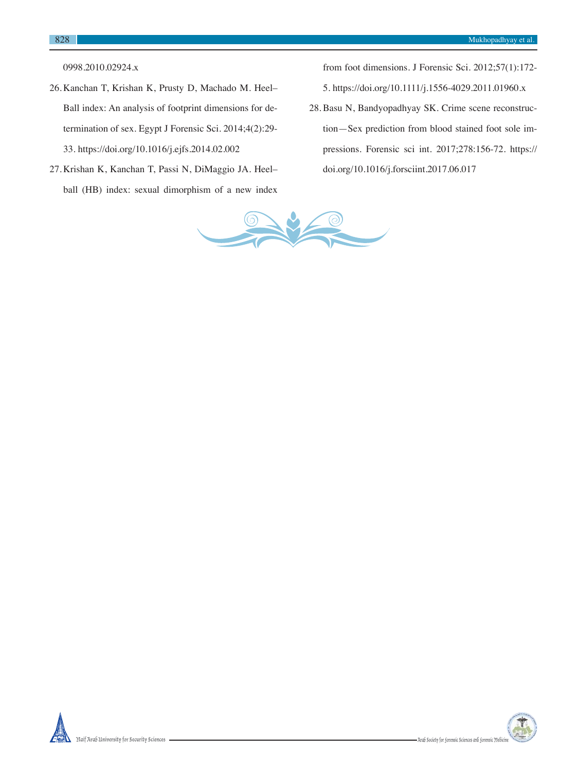0998.2010.02924.x

26. Kanchan T, Krishan K, Prusty D, Machado M. Heel–Ball index: An analysis of footprint dimensions for determination of sex. Egypt J Forensic Sci. 2014;4(2):29-33. https://doi.org/10.1016/j.ejfs.2014.02.002
27. Krishan K, Kanchan T, Passi N, DiMaggio JA. Heel–ball (HB) index: sexual dimorphism of a new index from foot dimensions. J Forensic Sci. 2012;57(1):172-5. https://doi.org/10.1111/j.1556-4029.2011.01960.x
28. Basu N, Bandyopadhyay SK. Crime scene reconstruction—Sex prediction from blood stained foot sole impressions. Forensic sci int. 2017;278:156-72. https://doi.org/10.1016/j.forsciint.2017.06.017